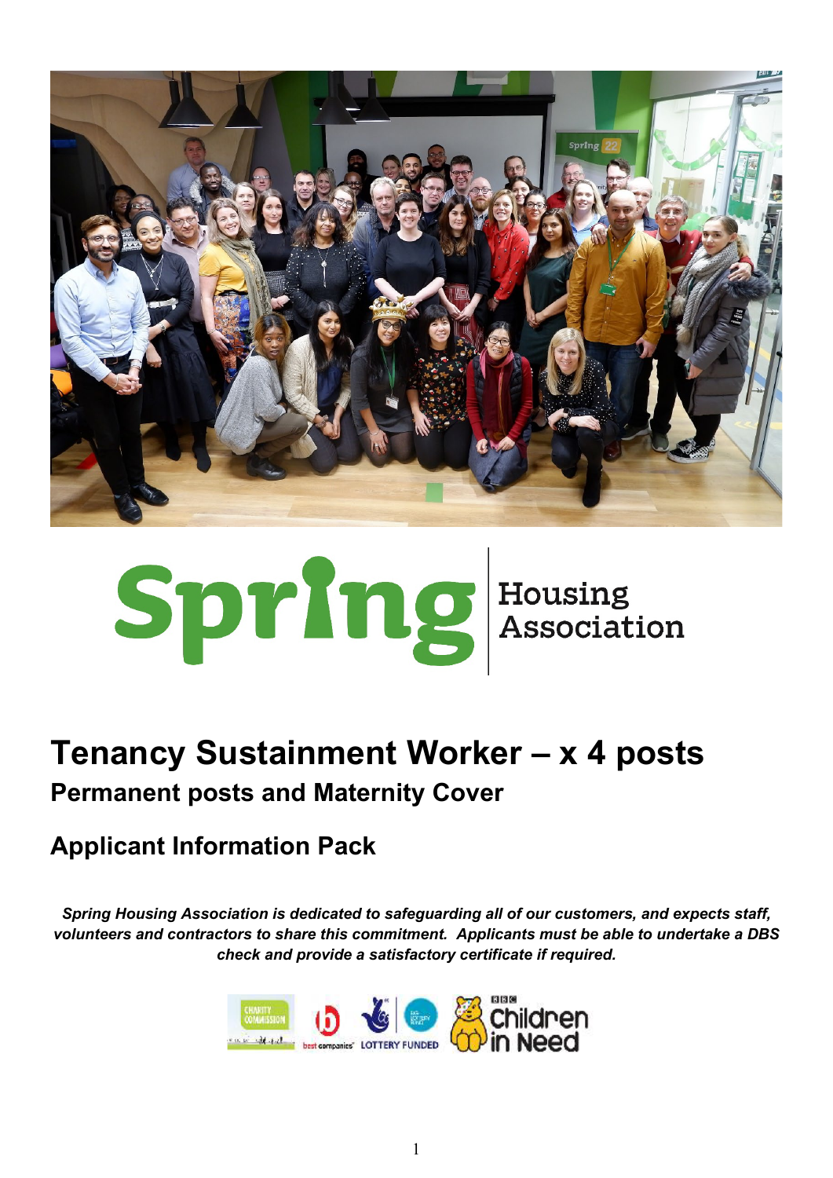Spring Housing Association

# Tenancy Sustainment Worker – x 4 posts

## Permanent posts and Maternity Cover

## Applicant Information Pack

***Spring Housing Association is dedicated to safeguarding all of our customers, and expects staff, volunteers and contractors to share this commitment. Applicants must be able to undertake a DBS check and provide a satisfactory certificate if required.***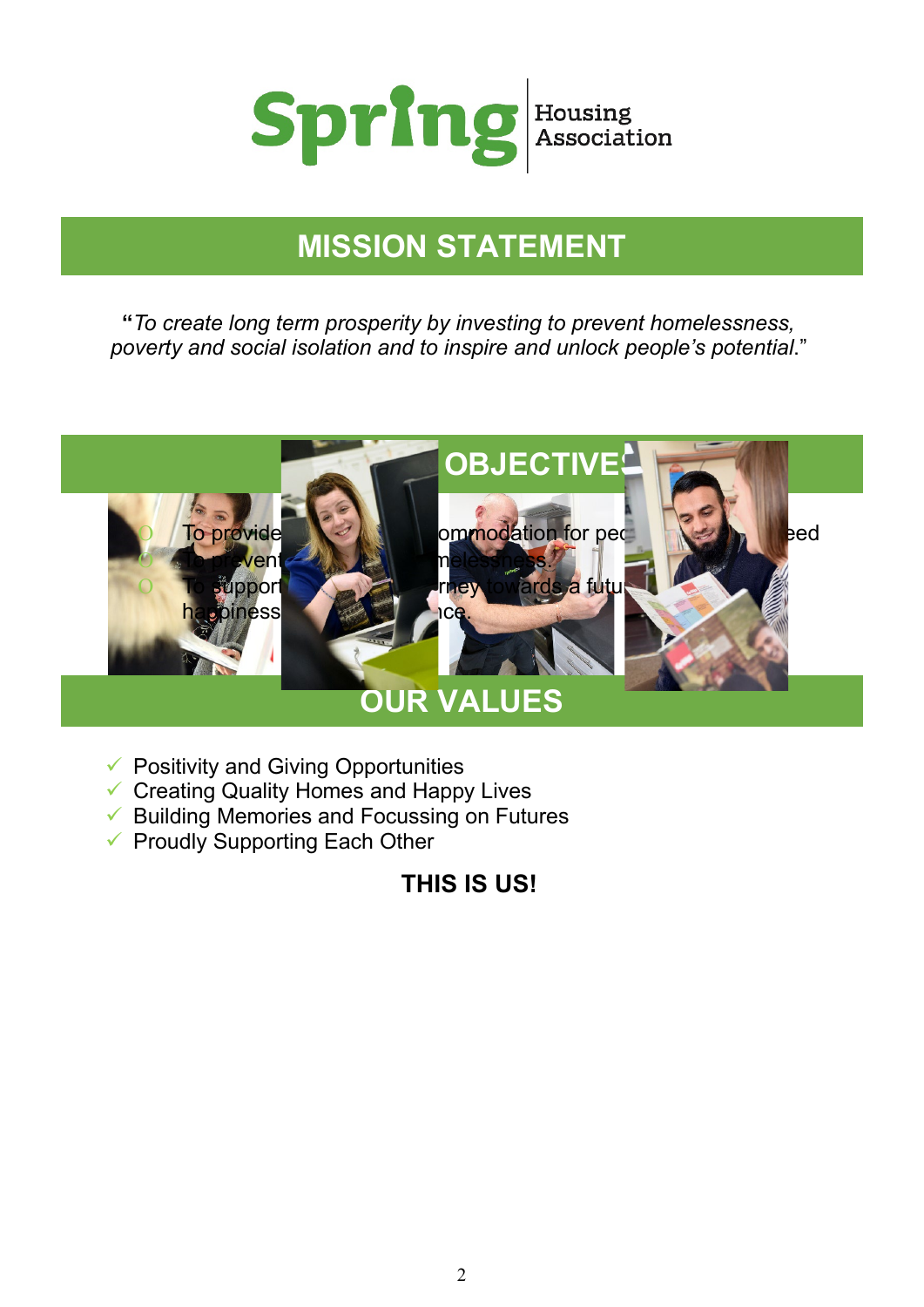Spring Housing Association

## MISSION STATEMENT

"*To create long term prosperity by investing to prevent homelessness, poverty and social isolation and to inspire and unlock people's potential*."

## OBJECTIVES

- To provide ... ommodation for peo... eed
- To prevent ... melessness.
- To support ... rney towards a futu... happiness ... nce.

## OUR VALUES

- ✓ Positivity and Giving Opportunities
- ✓ Creating Quality Homes and Happy Lives
- ✓ Building Memories and Focussing on Futures
- ✓ Proudly Supporting Each Other

**THIS IS US!**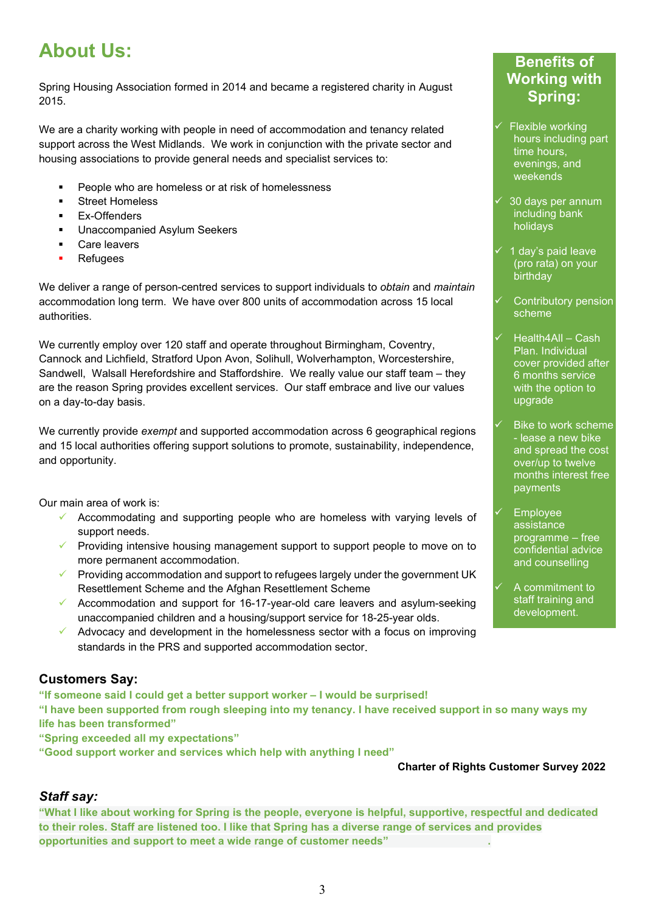# About Us:

Spring Housing Association formed in 2014 and became a registered charity in August 2015.

We are a charity working with people in need of accommodation and tenancy related support across the West Midlands. We work in conjunction with the private sector and housing associations to provide general needs and specialist services to:

- People who are homeless or at risk of homelessness
- Street Homeless
- Ex-Offenders
- Unaccompanied Asylum Seekers
- Care leavers
- Refugees

We deliver a range of person-centred services to support individuals to *obtain* and *maintain* accommodation long term. We have over 800 units of accommodation across 15 local authorities.

We currently employ over 120 staff and operate throughout Birmingham, Coventry, Cannock and Lichfield, Stratford Upon Avon, Solihull, Wolverhampton, Worcestershire, Sandwell, Walsall Herefordshire and Staffordshire. We really value our staff team – they are the reason Spring provides excellent services. Our staff embrace and live our values on a day-to-day basis.

We currently provide *exempt* and supported accommodation across 6 geographical regions and 15 local authorities offering support solutions to promote, sustainability, independence, and opportunity.

Our main area of work is:

- ✓ Accommodating and supporting people who are homeless with varying levels of support needs.
- ✓ Providing intensive housing management support to support people to move on to more permanent accommodation.
- ✓ Providing accommodation and support to refugees largely under the government UK Resettlement Scheme and the Afghan Resettlement Scheme
- ✓ Accommodation and support for 16-17-year-old care leavers and asylum-seeking unaccompanied children and a housing/support service for 18-25-year olds.
- ✓ Advocacy and development in the homelessness sector with a focus on improving standards in the PRS and supported accommodation sector.

## Benefits of Working with Spring:

- ✓ Flexible working hours including part time hours, evenings, and weekends
- ✓ 30 days per annum including bank holidays
- ✓ 1 day's paid leave (pro rata) on your birthday
- ✓ Contributory pension scheme
- ✓ Health4All – Cash Plan. Individual cover provided after 6 months service with the option to upgrade
- ✓ Bike to work scheme - lease a new bike and spread the cost over/up to twelve months interest free payments
- ✓ Employee assistance programme – free confidential advice and counselling
- ✓ A commitment to staff training and development.

## Customers Say:

**"If someone said I could get a better support worker – I would be surprised!**

**"I have been supported from rough sleeping into my tenancy. I have received support in so many ways my life has been transformed"**

**"Spring exceeded all my expectations"**

**"Good support worker and services which help with anything I need"**

**Charter of Rights Customer Survey 2022**

## *Staff say:*

**"What I like about working for Spring is the people, everyone is helpful, supportive, respectful and dedicated to their roles. Staff are listened too. I like that Spring has a diverse range of services and provides opportunities and support to meet a wide range of customer needs"**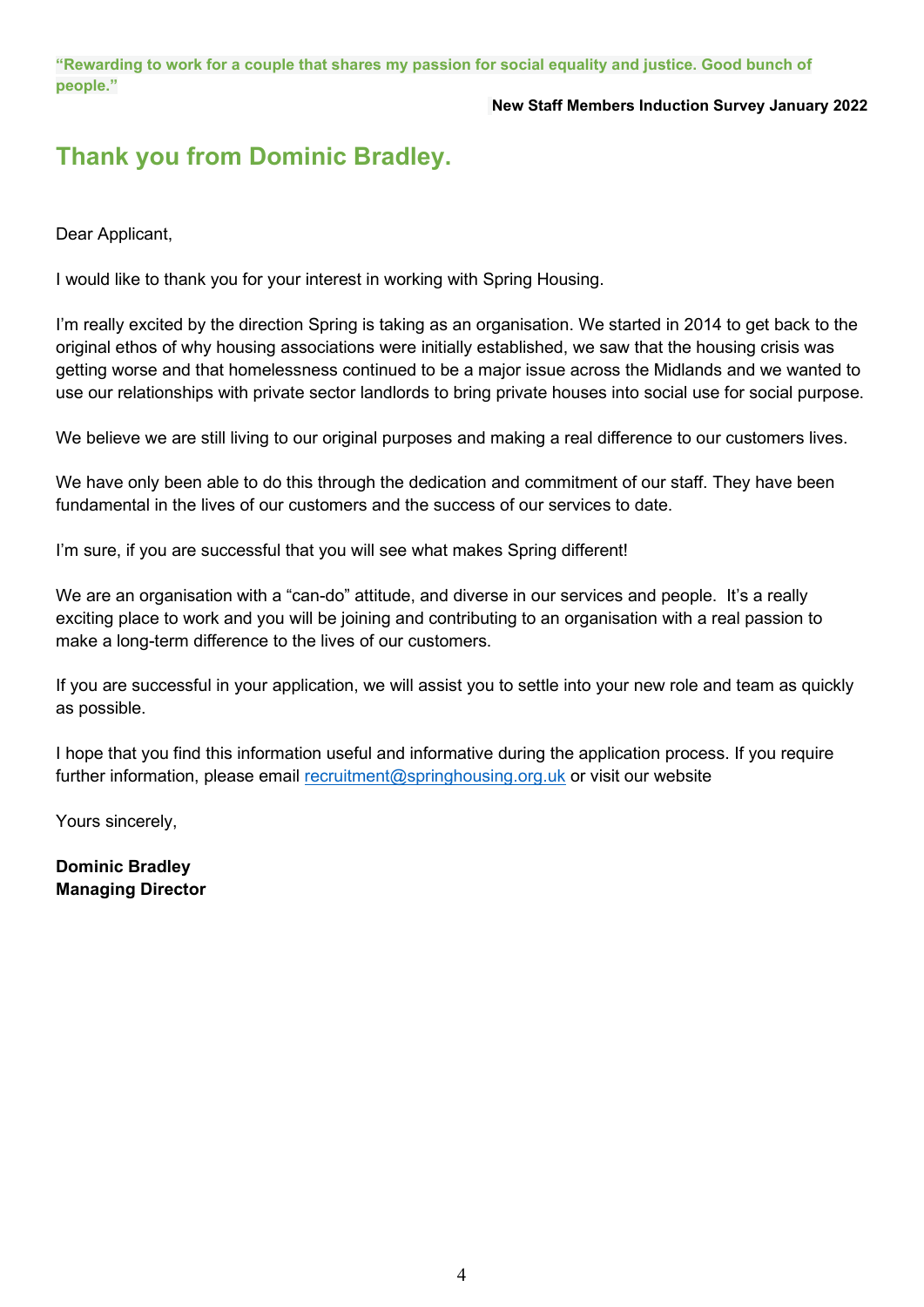**"Rewarding to work for a couple that shares my passion for social equality and justice. Good bunch of people."**

**New Staff Members Induction Survey January 2022**

## Thank you from Dominic Bradley.

Dear Applicant,

I would like to thank you for your interest in working with Spring Housing.

I'm really excited by the direction Spring is taking as an organisation. We started in 2014 to get back to the original ethos of why housing associations were initially established, we saw that the housing crisis was getting worse and that homelessness continued to be a major issue across the Midlands and we wanted to use our relationships with private sector landlords to bring private houses into social use for social purpose.

We believe we are still living to our original purposes and making a real difference to our customers lives.

We have only been able to do this through the dedication and commitment of our staff. They have been fundamental in the lives of our customers and the success of our services to date.

I'm sure, if you are successful that you will see what makes Spring different!

We are an organisation with a "can-do" attitude, and diverse in our services and people. It's a really exciting place to work and you will be joining and contributing to an organisation with a real passion to make a long-term difference to the lives of our customers.

If you are successful in your application, we will assist you to settle into your new role and team as quickly as possible.

I hope that you find this information useful and informative during the application process. If you require further information, please email recruitment@springhousing.org.uk or visit our website

Yours sincerely,

**Dominic Bradley**
**Managing Director**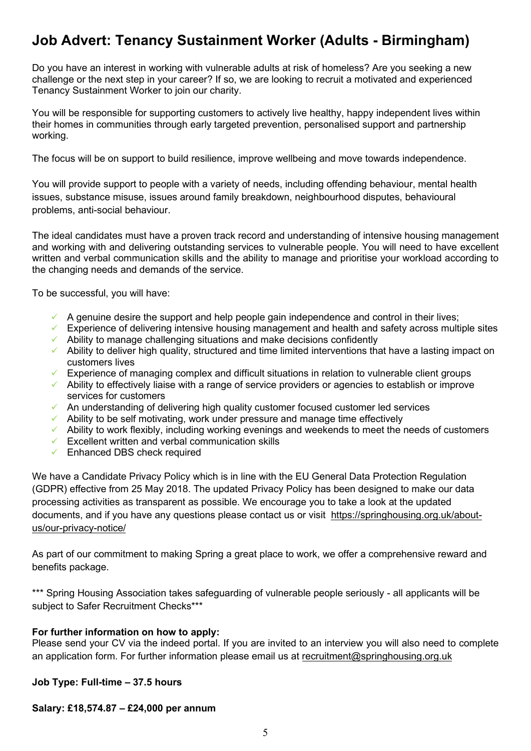# Job Advert: Tenancy Sustainment Worker (Adults - Birmingham)

Do you have an interest in working with vulnerable adults at risk of homeless? Are you seeking a new challenge or the next step in your career? If so, we are looking to recruit a motivated and experienced Tenancy Sustainment Worker to join our charity.

You will be responsible for supporting customers to actively live healthy, happy independent lives within their homes in communities through early targeted prevention, personalised support and partnership working.

The focus will be on support to build resilience, improve wellbeing and move towards independence.

You will provide support to people with a variety of needs, including offending behaviour, mental health issues, substance misuse, issues around family breakdown, neighbourhood disputes, behavioural problems, anti-social behaviour.

The ideal candidates must have a proven track record and understanding of intensive housing management and working with and delivering outstanding services to vulnerable people. You will need to have excellent written and verbal communication skills and the ability to manage and prioritise your workload according to the changing needs and demands of the service.

To be successful, you will have:

- ✓ A genuine desire the support and help people gain independence and control in their lives;
- ✓ Experience of delivering intensive housing management and health and safety across multiple sites
- ✓ Ability to manage challenging situations and make decisions confidently
- ✓ Ability to deliver high quality, structured and time limited interventions that have a lasting impact on customers lives
- ✓ Experience of managing complex and difficult situations in relation to vulnerable client groups
- ✓ Ability to effectively liaise with a range of service providers or agencies to establish or improve services for customers
- ✓ An understanding of delivering high quality customer focused customer led services
- ✓ Ability to be self motivating, work under pressure and manage time effectively
- ✓ Ability to work flexibly, including working evenings and weekends to meet the needs of customers
- ✓ Excellent written and verbal communication skills
- ✓ Enhanced DBS check required

We have a Candidate Privacy Policy which is in line with the EU General Data Protection Regulation (GDPR) effective from 25 May 2018. The updated Privacy Policy has been designed to make our data processing activities as transparent as possible. We encourage you to take a look at the updated documents, and if you have any questions please contact us or visit https://springhousing.org.uk/about-us/our-privacy-notice/

As part of our commitment to making Spring a great place to work, we offer a comprehensive reward and benefits package.

*** Spring Housing Association takes safeguarding of vulnerable people seriously - all applicants will be subject to Safer Recruitment Checks***

**For further information on how to apply:**
Please send your CV via the indeed portal. If you are invited to an interview you will also need to complete an application form. For further information please email us at recruitment@springhousing.org.uk

**Job Type: Full-time – 37.5 hours**

**Salary: £18,574.87 – £24,000 per annum**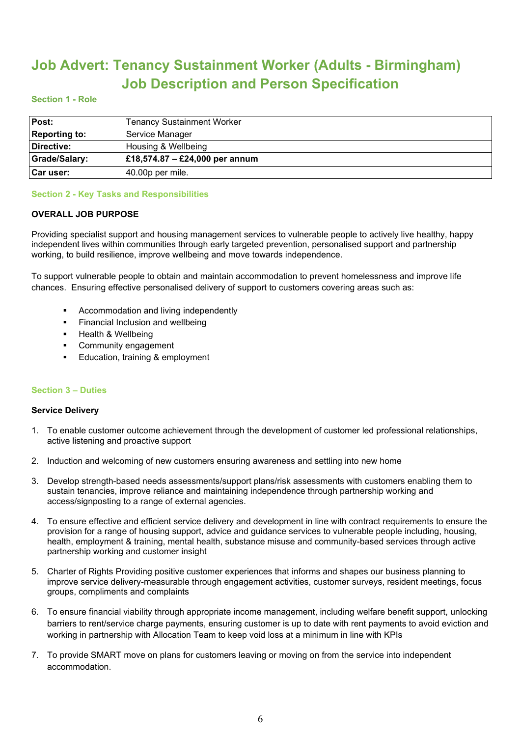# Job Advert: Tenancy Sustainment Worker (Adults - Birmingham) Job Description and Person Specification

### Section 1 - Role

| **Post:** | Tenancy Sustainment Worker |
|---|---|
| **Reporting to:** | Service Manager |
| **Directive:** | Housing & Wellbeing |
| **Grade/Salary:** | **£18,574.87 – £24,000 per annum** |
| **Car user:** | 40.00p per mile. |

### Section 2 - Key Tasks and Responsibilities

**OVERALL JOB PURPOSE**

Providing specialist support and housing management services to vulnerable people to actively live healthy, happy independent lives within communities through early targeted prevention, personalised support and partnership working, to build resilience, improve wellbeing and move towards independence.

To support vulnerable people to obtain and maintain accommodation to prevent homelessness and improve life chances. Ensuring effective personalised delivery of support to customers covering areas such as:

- Accommodation and living independently
- Financial Inclusion and wellbeing
- Health & Wellbeing
- Community engagement
- Education, training & employment

### Section 3 – Duties

**Service Delivery**

1. To enable customer outcome achievement through the development of customer led professional relationships, active listening and proactive support

2. Induction and welcoming of new customers ensuring awareness and settling into new home

3. Develop strength-based needs assessments/support plans/risk assessments with customers enabling them to sustain tenancies, improve reliance and maintaining independence through partnership working and access/signposting to a range of external agencies.

4. To ensure effective and efficient service delivery and development in line with contract requirements to ensure the provision for a range of housing support, advice and guidance services to vulnerable people including, housing, health, employment & training, mental health, substance misuse and community-based services through active partnership working and customer insight

5. Charter of Rights Providing positive customer experiences that informs and shapes our business planning to improve service delivery-measurable through engagement activities, customer surveys, resident meetings, focus groups, compliments and complaints

6. To ensure financial viability through appropriate income management, including welfare benefit support, unlocking barriers to rent/service charge payments, ensuring customer is up to date with rent payments to avoid eviction and working in partnership with Allocation Team to keep void loss at a minimum in line with KPIs

7. To provide SMART move on plans for customers leaving or moving on from the service into independent accommodation.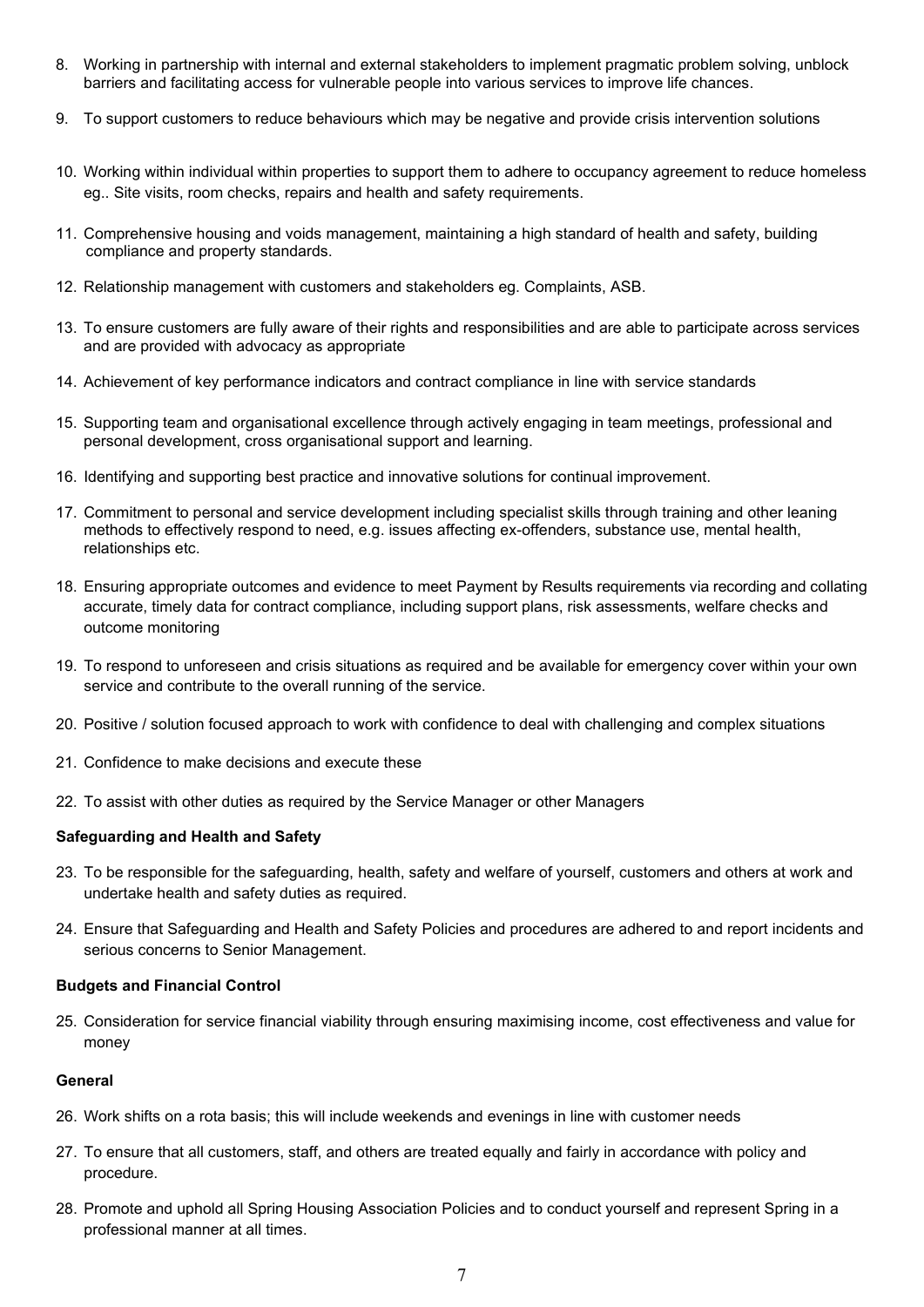8. Working in partnership with internal and external stakeholders to implement pragmatic problem solving, unblock barriers and facilitating access for vulnerable people into various services to improve life chances.

9. To support customers to reduce behaviours which may be negative and provide crisis intervention solutions

10. Working within individual within properties to support them to adhere to occupancy agreement to reduce homeless eg.. Site visits, room checks, repairs and health and safety requirements.

11. Comprehensive housing and voids management, maintaining a high standard of health and safety, building compliance and property standards.

12. Relationship management with customers and stakeholders eg. Complaints, ASB.

13. To ensure customers are fully aware of their rights and responsibilities and are able to participate across services and are provided with advocacy as appropriate

14. Achievement of key performance indicators and contract compliance in line with service standards

15. Supporting team and organisational excellence through actively engaging in team meetings, professional and personal development, cross organisational support and learning.

16. Identifying and supporting best practice and innovative solutions for continual improvement.

17. Commitment to personal and service development including specialist skills through training and other leaning methods to effectively respond to need, e.g. issues affecting ex-offenders, substance use, mental health, relationships etc.

18. Ensuring appropriate outcomes and evidence to meet Payment by Results requirements via recording and collating accurate, timely data for contract compliance, including support plans, risk assessments, welfare checks and outcome monitoring

19. To respond to unforeseen and crisis situations as required and be available for emergency cover within your own service and contribute to the overall running of the service.

20. Positive / solution focused approach to work with confidence to deal with challenging and complex situations

21. Confidence to make decisions and execute these

22. To assist with other duties as required by the Service Manager or other Managers

**Safeguarding and Health and Safety**

23. To be responsible for the safeguarding, health, safety and welfare of yourself, customers and others at work and undertake health and safety duties as required.

24. Ensure that Safeguarding and Health and Safety Policies and procedures are adhered to and report incidents and serious concerns to Senior Management.

**Budgets and Financial Control**

25. Consideration for service financial viability through ensuring maximising income, cost effectiveness and value for money

**General**

26. Work shifts on a rota basis; this will include weekends and evenings in line with customer needs

27. To ensure that all customers, staff, and others are treated equally and fairly in accordance with policy and procedure.

28. Promote and uphold all Spring Housing Association Policies and to conduct yourself and represent Spring in a professional manner at all times.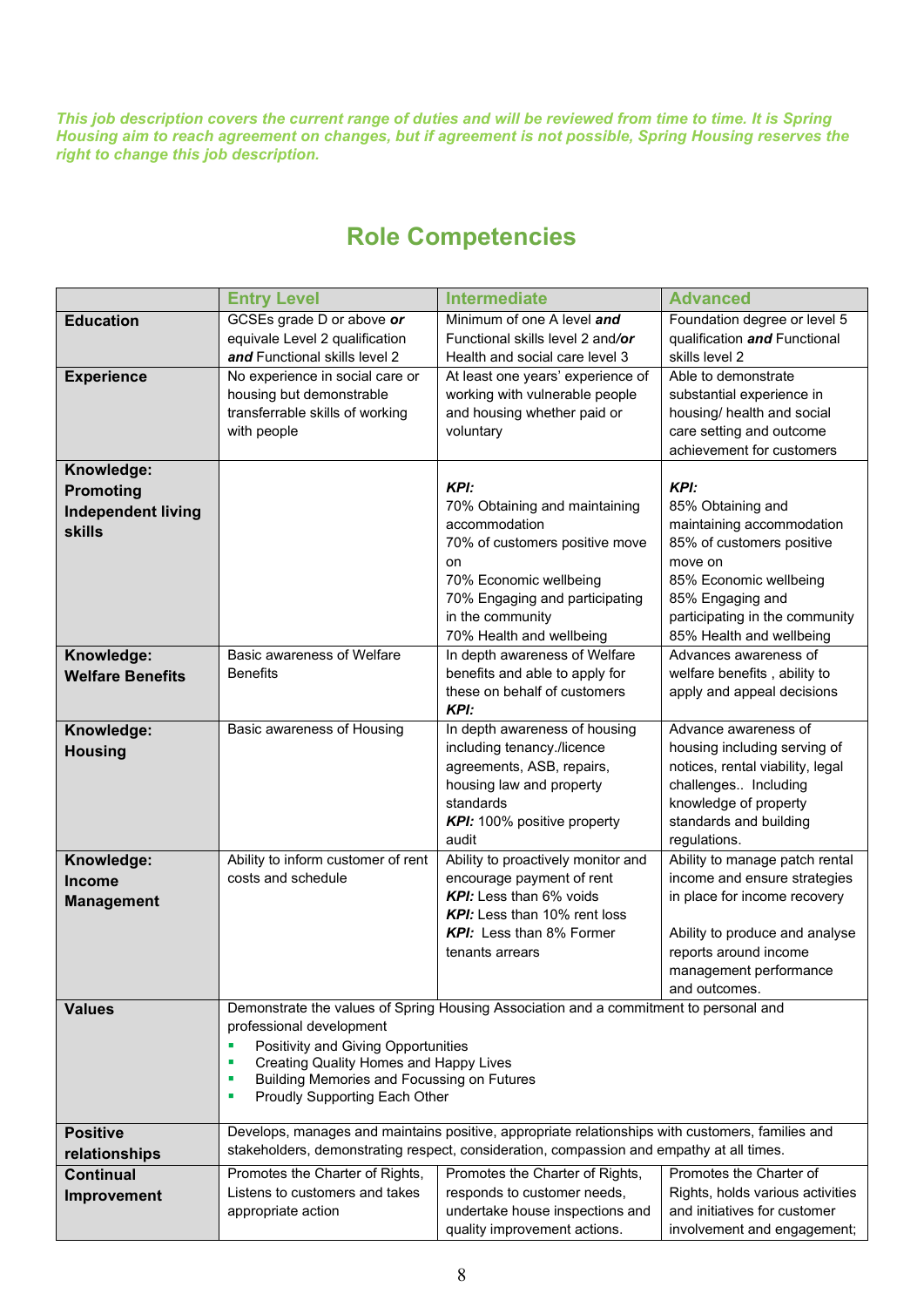*This job description covers the current range of duties and will be reviewed from time to time. It is Spring Housing aim to reach agreement on changes, but if agreement is not possible, Spring Housing reserves the right to change this job description.*

## Role Competencies

| | Entry Level | Intermediate | Advanced |
|---|---|---|---|
| **Education** | GCSEs grade D or above ***or*** equivale Level 2 qualification ***and*** Functional skills level 2 | Minimum of one A level ***and*** Functional skills level 2 and/***or*** Health and social care level 3 | Foundation degree or level 5 qualification ***and*** Functional skills level 2 |
| **Experience** | No experience in social care or housing but demonstrable transferrable skills of working with people | At least one years' experience of working with vulnerable people and housing whether paid or voluntary | Able to demonstrate substantial experience in housing/ health and social care setting and outcome achievement for customers |
| **Knowledge: Promoting Independent living skills** | | ***KPI:*** 70% Obtaining and maintaining accommodation 70% of customers positive move on 70% Economic wellbeing 70% Engaging and participating in the community 70% Health and wellbeing | ***KPI:*** 85% Obtaining and maintaining accommodation 85% of customers positive move on 85% Economic wellbeing 85% Engaging and participating in the community 85% Health and wellbeing |
| **Knowledge: Welfare Benefits** | Basic awareness of Welfare Benefits | In depth awareness of Welfare benefits and able to apply for these on behalf of customers ***KPI:*** | Advances awareness of welfare benefits , ability to apply and appeal decisions |
| **Knowledge: Housing** | Basic awareness of Housing | In depth awareness of housing including tenancy./licence agreements, ASB, repairs, housing law and property standards ***KPI:*** 100% positive property audit | Advance awareness of housing including serving of notices, rental viability, legal challenges.. Including knowledge of property standards and building regulations. |
| **Knowledge: Income Management** | Ability to inform customer of rent costs and schedule | Ability to proactively monitor and encourage payment of rent ***KPI:*** Less than 6% voids ***KPI:*** Less than 10% rent loss ***KPI:*** Less than 8% Former tenants arrears | Ability to manage patch rental income and ensure strategies in place for income recovery<br><br>Ability to produce and analyse reports around income management performance and outcomes. |
| **Values** | Demonstrate the values of Spring Housing Association and a commitment to personal and professional development<br>▪ Positivity and Giving Opportunities<br>▪ Creating Quality Homes and Happy Lives<br>▪ Building Memories and Focussing on Futures<br>▪ Proudly Supporting Each Other | | |
| **Positive relationships** | Develops, manages and maintains positive, appropriate relationships with customers, families and stakeholders, demonstrating respect, consideration, compassion and empathy at all times. | | |
| **Continual Improvement** | Promotes the Charter of Rights, Listens to customers and takes appropriate action | Promotes the Charter of Rights, responds to customer needs, undertake house inspections and quality improvement actions. | Promotes the Charter of Rights, holds various activities and initiatives for customer involvement and engagement; |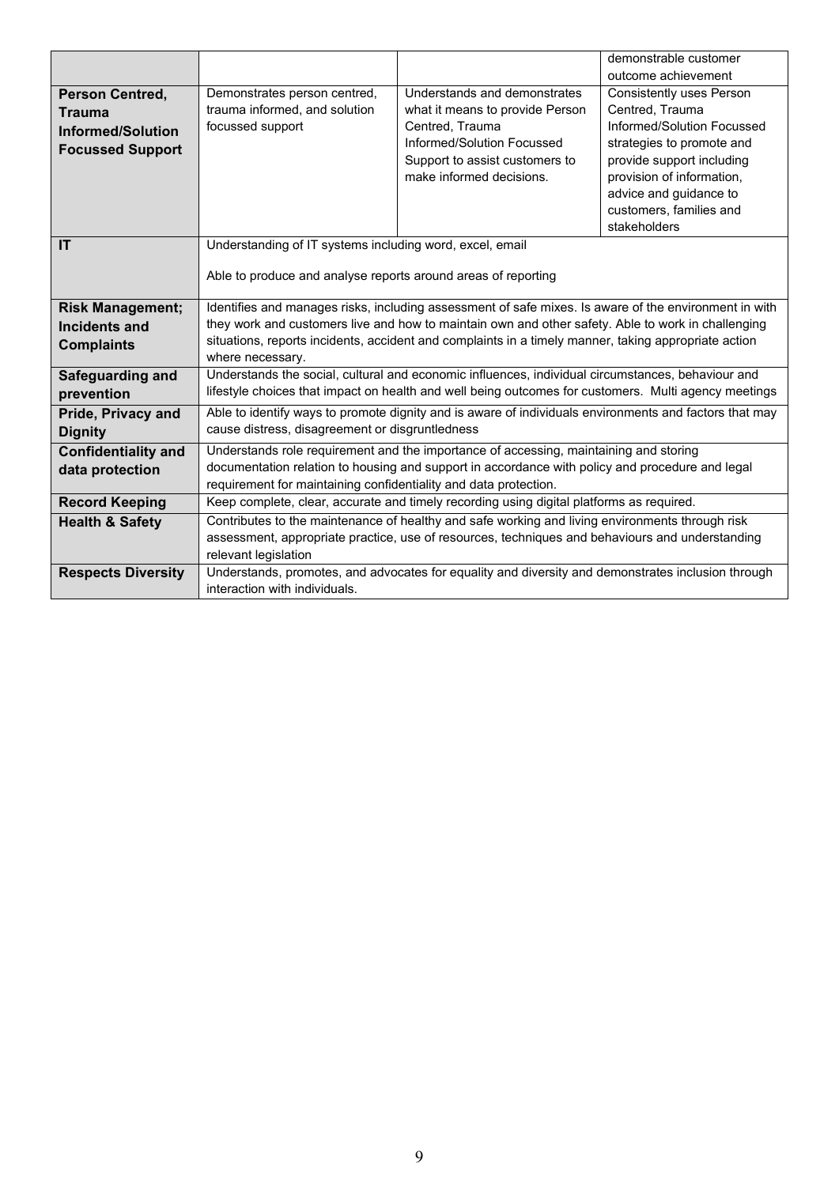| | | | |
|---|---|---|---|
| | | | demonstrable customer outcome achievement |
| **Person Centred, Trauma Informed/Solution Focussed Support** | Demonstrates person centred, trauma informed, and solution focussed support | Understands and demonstrates what it means to provide Person Centred, Trauma Informed/Solution Focussed Support to assist customers to make informed decisions. | Consistently uses Person Centred, Trauma Informed/Solution Focussed strategies to promote and provide support including provision of information, advice and guidance to customers, families and stakeholders |
| **IT** | Understanding of IT systems including word, excel, email<br><br>Able to produce and analyse reports around areas of reporting | | |
| **Risk Management; Incidents and Complaints** | Identifies and manages risks, including assessment of safe mixes. Is aware of the environment in with they work and customers live and how to maintain own and other safety. Able to work in challenging situations, reports incidents, accident and complaints in a timely manner, taking appropriate action where necessary. | | |
| **Safeguarding and prevention** | Understands the social, cultural and economic influences, individual circumstances, behaviour and lifestyle choices that impact on health and well being outcomes for customers. Multi agency meetings | | |
| **Pride, Privacy and Dignity** | Able to identify ways to promote dignity and is aware of individuals environments and factors that may cause distress, disagreement or disgruntledness | | |
| **Confidentiality and data protection** | Understands role requirement and the importance of accessing, maintaining and storing documentation relation to housing and support in accordance with policy and procedure and legal requirement for maintaining confidentiality and data protection. | | |
| **Record Keeping** | Keep complete, clear, accurate and timely recording using digital platforms as required. | | |
| **Health & Safety** | Contributes to the maintenance of healthy and safe working and living environments through risk assessment, appropriate practice, use of resources, techniques and behaviours and understanding relevant legislation | | |
| **Respects Diversity** | Understands, promotes, and advocates for equality and diversity and demonstrates inclusion through interaction with individuals. | | |